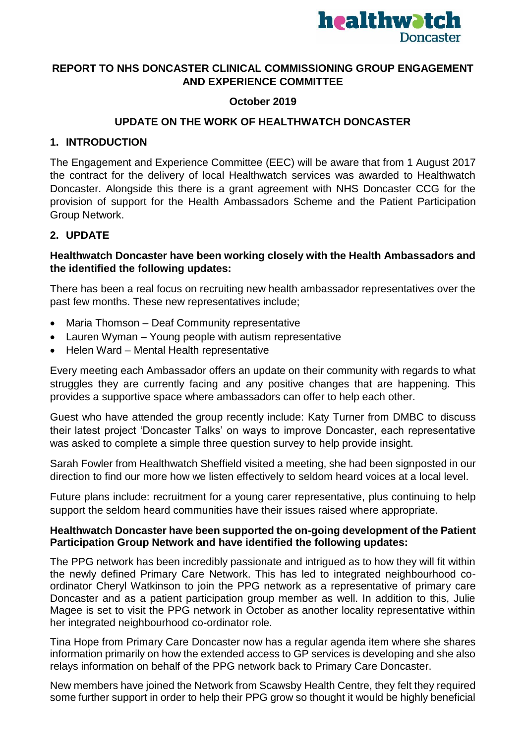**REPORT TO NHS DONCASTER CLINICAL COMMISSIONING GROUP ENGAGEMENT AND EXPERIENCE COMMITTEE**

**October 2019**

**UPDATE ON THE WORK OF HEALTHWATCH DONCASTER**

## 1. INTRODUCTION

The Engagement and Experience Committee (EEC) will be aware that from 1 August 2017 the contract for the delivery of local Healthwatch services was awarded to Healthwatch Doncaster. Alongside this there is a grant agreement with NHS Doncaster CCG for the provision of support for the Health Ambassadors Scheme and the Patient Participation Group Network.

## 2. UPDATE

**Healthwatch Doncaster have been working closely with the Health Ambassadors and the identified the following updates:**

There has been a real focus on recruiting new health ambassador representatives over the past few months. These new representatives include;

- Maria Thomson – Deaf Community representative
- Lauren Wyman – Young people with autism representative
- Helen Ward – Mental Health representative

Every meeting each Ambassador offers an update on their community with regards to what struggles they are currently facing and any positive changes that are happening. This provides a supportive space where ambassadors can offer to help each other.

Guest who have attended the group recently include: Katy Turner from DMBC to discuss their latest project 'Doncaster Talks' on ways to improve Doncaster, each representative was asked to complete a simple three question survey to help provide insight.

Sarah Fowler from Healthwatch Sheffield visited a meeting, she had been signposted in our direction to find our more how we listen effectively to seldom heard voices at a local level.

Future plans include: recruitment for a young carer representative, plus continuing to help support the seldom heard communities have their issues raised where appropriate.

**Healthwatch Doncaster have been supported the on-going development of the Patient Participation Group Network and have identified the following updates:**

The PPG network has been incredibly passionate and intrigued as to how they will fit within the newly defined Primary Care Network. This has led to integrated neighbourhood co-ordinator Cheryl Watkinson to join the PPG network as a representative of primary care Doncaster and as a patient participation group member as well. In addition to this, Julie Magee is set to visit the PPG network in October as another locality representative within her integrated neighbourhood co-ordinator role.

Tina Hope from Primary Care Doncaster now has a regular agenda item where she shares information primarily on how the extended access to GP services is developing and she also relays information on behalf of the PPG network back to Primary Care Doncaster.

New members have joined the Network from Scawsby Health Centre, they felt they required some further support in order to help their PPG grow so thought it would be highly beneficial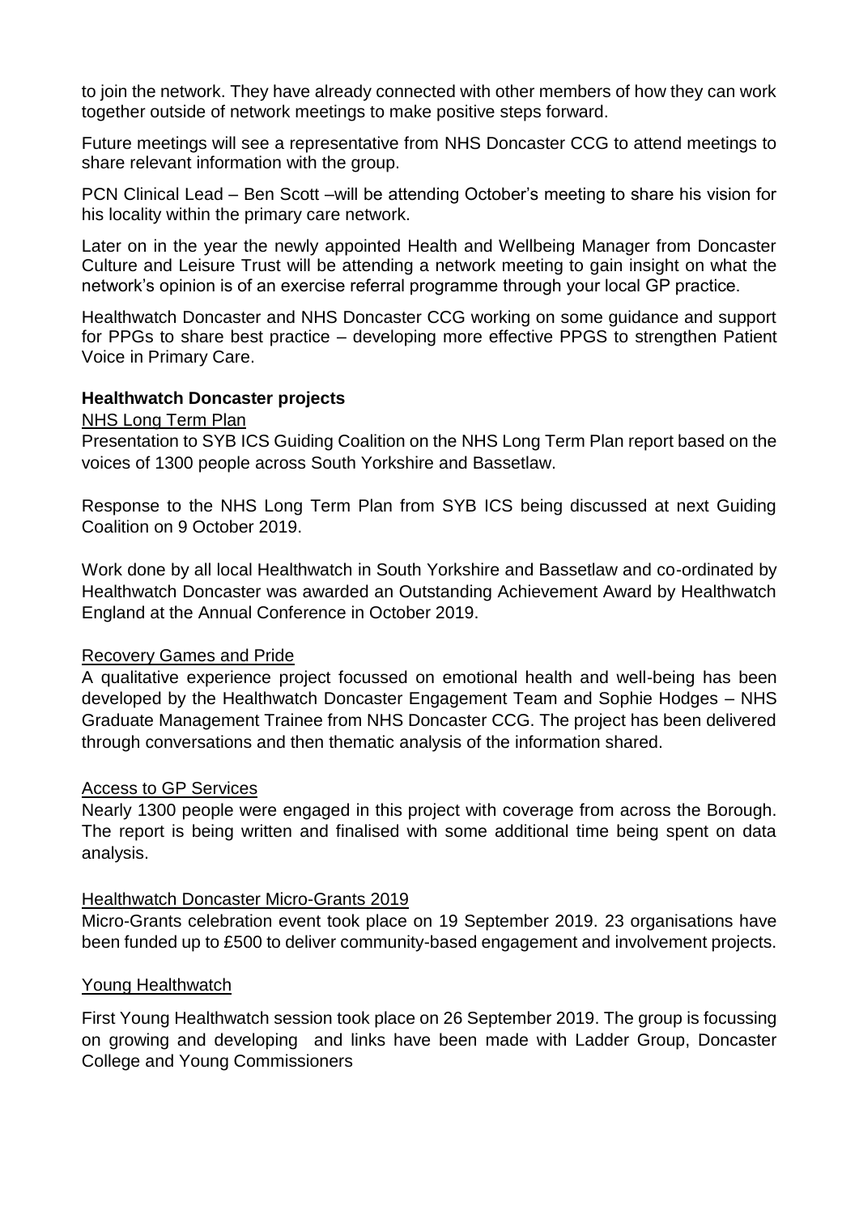to join the network. They have already connected with other members of how they can work together outside of network meetings to make positive steps forward.

Future meetings will see a representative from NHS Doncaster CCG to attend meetings to share relevant information with the group.

PCN Clinical Lead – Ben Scott –will be attending October's meeting to share his vision for his locality within the primary care network.

Later on in the year the newly appointed Health and Wellbeing Manager from Doncaster Culture and Leisure Trust will be attending a network meeting to gain insight on what the network's opinion is of an exercise referral programme through your local GP practice.

Healthwatch Doncaster and NHS Doncaster CCG working on some guidance and support for PPGs to share best practice – developing more effective PPGS to strengthen Patient Voice in Primary Care.

**Healthwatch Doncaster projects**

NHS Long Term Plan

Presentation to SYB ICS Guiding Coalition on the NHS Long Term Plan report based on the voices of 1300 people across South Yorkshire and Bassetlaw.

Response to the NHS Long Term Plan from SYB ICS being discussed at next Guiding Coalition on 9 October 2019.

Work done by all local Healthwatch in South Yorkshire and Bassetlaw and co-ordinated by Healthwatch Doncaster was awarded an Outstanding Achievement Award by Healthwatch England at the Annual Conference in October 2019.

Recovery Games and Pride

A qualitative experience project focussed on emotional health and well-being has been developed by the Healthwatch Doncaster Engagement Team and Sophie Hodges – NHS Graduate Management Trainee from NHS Doncaster CCG. The project has been delivered through conversations and then thematic analysis of the information shared.

Access to GP Services

Nearly 1300 people were engaged in this project with coverage from across the Borough. The report is being written and finalised with some additional time being spent on data analysis.

Healthwatch Doncaster Micro-Grants 2019

Micro-Grants celebration event took place on 19 September 2019. 23 organisations have been funded up to £500 to deliver community-based engagement and involvement projects.

Young Healthwatch

First Young Healthwatch session took place on 26 September 2019. The group is focussing on growing and developing and links have been made with Ladder Group, Doncaster College and Young Commissioners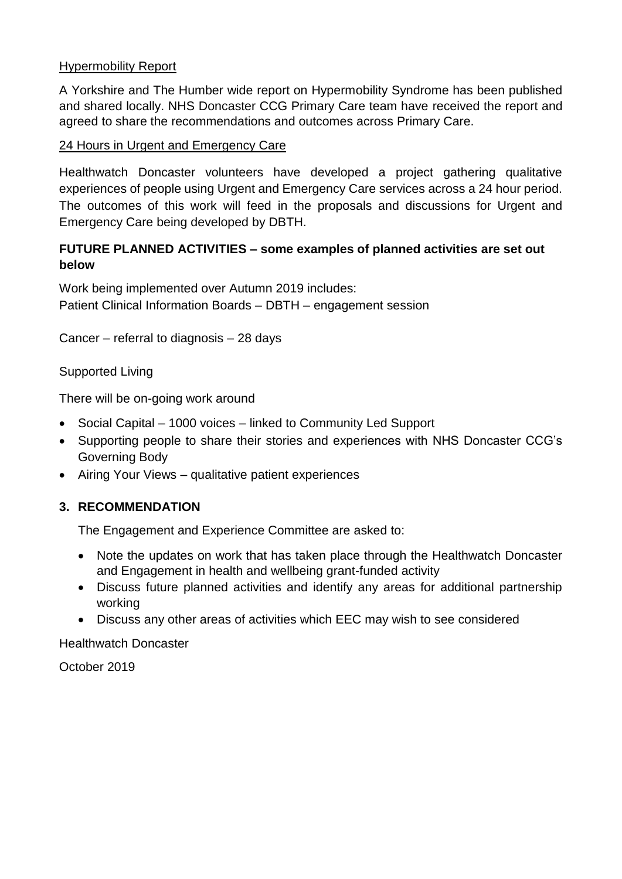<u>Hypermobility Report</u>

A Yorkshire and The Humber wide report on Hypermobility Syndrome has been published and shared locally. NHS Doncaster CCG Primary Care team have received the report and agreed to share the recommendations and outcomes across Primary Care.

<u>24 Hours in Urgent and Emergency Care</u>

Healthwatch Doncaster volunteers have developed a project gathering qualitative experiences of people using Urgent and Emergency Care services across a 24 hour period. The outcomes of this work will feed in the proposals and discussions for Urgent and Emergency Care being developed by DBTH.

**FUTURE PLANNED ACTIVITIES – some examples of planned activities are set out below**

Work being implemented over Autumn 2019 includes:
Patient Clinical Information Boards – DBTH – engagement session

Cancer – referral to diagnosis – 28 days

Supported Living

There will be on-going work around

- Social Capital – 1000 voices – linked to Community Led Support
- Supporting people to share their stories and experiences with NHS Doncaster CCG's Governing Body
- Airing Your Views – qualitative patient experiences

## 3. RECOMMENDATION

The Engagement and Experience Committee are asked to:

- Note the updates on work that has taken place through the Healthwatch Doncaster and Engagement in health and wellbeing grant-funded activity
- Discuss future planned activities and identify any areas for additional partnership working
- Discuss any other areas of activities which EEC may wish to see considered

Healthwatch Doncaster

October 2019